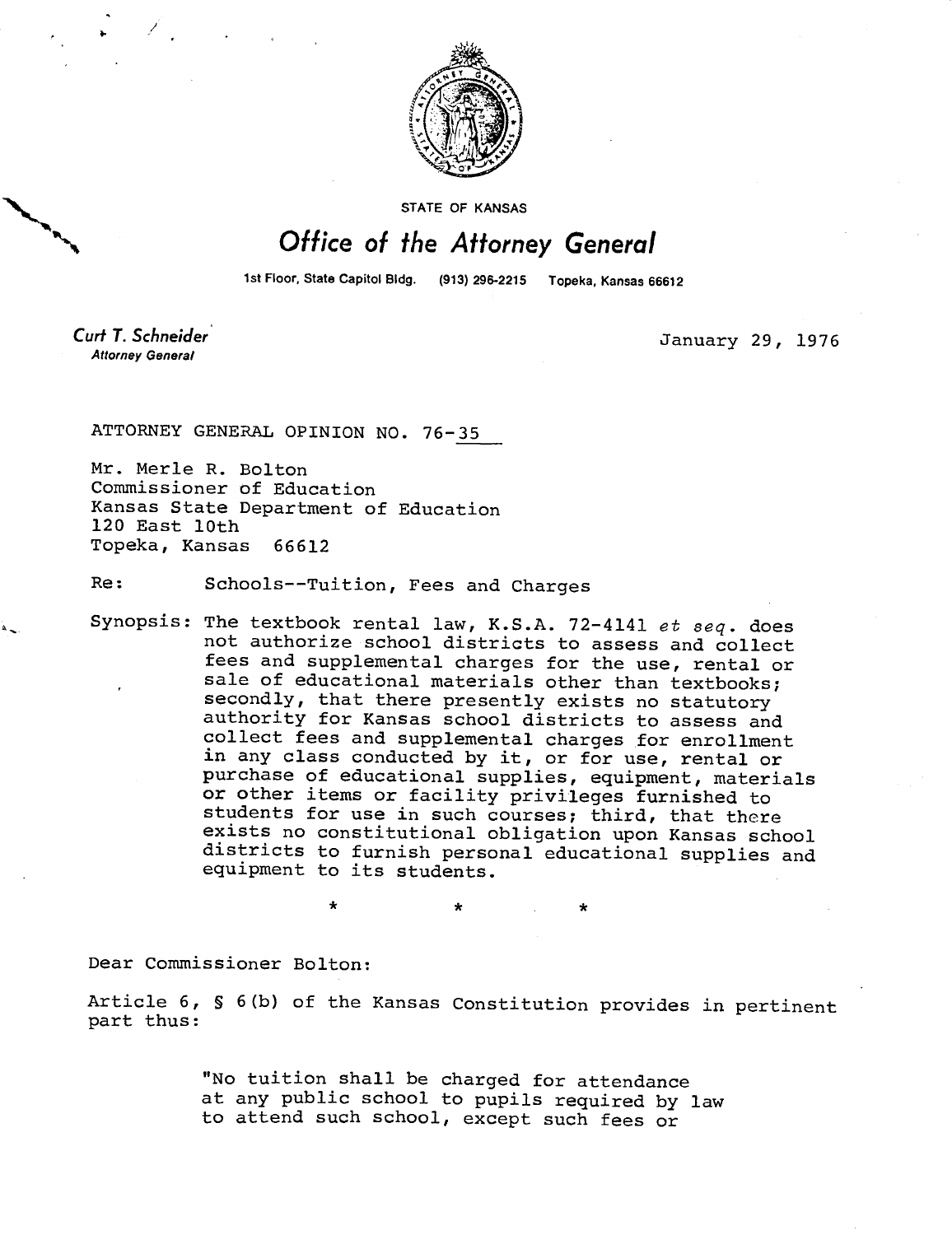STATE OF KANSAS

# Office of the Attorney General

1st Floor, State Capitol Bldg. (913) 296-2215 Topeka, Kansas 66612

**Curt T. Schneider**
*Attorney General*

January 29, 1976

ATTORNEY GENERAL OPINION NO. 76-35

Mr. Merle R. Bolton
Commissioner of Education
Kansas State Department of Education
120 East 10th
Topeka, Kansas 66612

Re: Schools--Tuition, Fees and Charges

Synopsis: The textbook rental law, K.S.A. 72-4141 *et seq.* does not authorize school districts to assess and collect fees and supplemental charges for the use, rental or sale of educational materials other than textbooks; secondly, that there presently exists no statutory authority for Kansas school districts to assess and collect fees and supplemental charges for enrollment in any class conducted by it, or for use, rental or purchase of educational supplies, equipment, materials or other items or facility privileges furnished to students for use in such courses; third, that there exists no constitutional obligation upon Kansas school districts to furnish personal educational supplies and equipment to its students.

\* \* \*

Dear Commissioner Bolton:

Article 6, § 6(b) of the Kansas Constitution provides in pertinent part thus:

> "No tuition shall be charged for attendance at any public school to pupils required by law to attend such school, except such fees or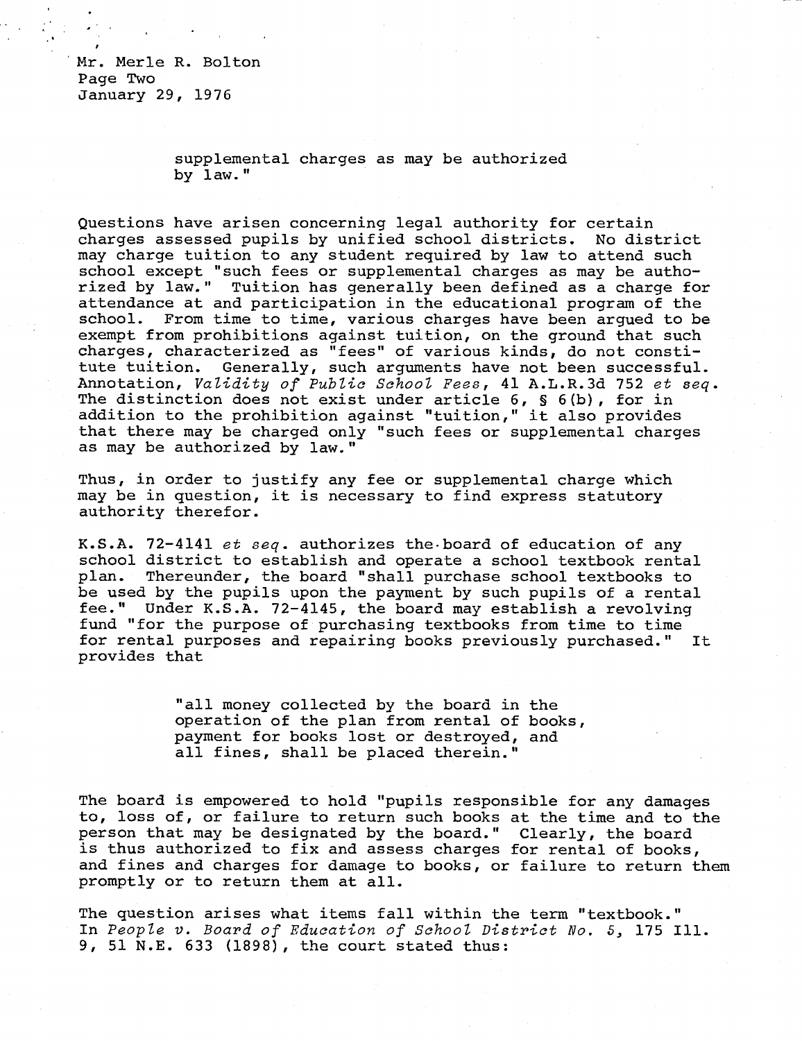> supplemental charges as may be authorized by law."

Questions have arisen concerning legal authority for certain charges assessed pupils by unified school districts. No district may charge tuition to any student required by law to attend such school except "such fees or supplemental charges as may be authorized by law." Tuition has generally been defined as a charge for attendance at and participation in the educational program of the school. From time to time, various charges have been argued to be exempt from prohibitions against tuition, on the ground that such charges, characterized as "fees" of various kinds, do not constitute tuition. Generally, such arguments have not been successful. Annotation, *Validity of Public School Fees*, 41 A.L.R.3d 752 *et seq*. The distinction does not exist under article 6, § 6(b), for in addition to the prohibition against "tuition," it also provides that there may be charged only "such fees or supplemental charges as may be authorized by law."

Thus, in order to justify any fee or supplemental charge which may be in question, it is necessary to find express statutory authority therefor.

K.S.A. 72-4141 *et seq*. authorizes the board of education of any school district to establish and operate a school textbook rental plan. Thereunder, the board "shall purchase school textbooks to be used by the pupils upon the payment by such pupils of a rental fee." Under K.S.A. 72-4145, the board may establish a revolving fund "for the purpose of purchasing textbooks from time to time for rental purposes and repairing books previously purchased." It provides that

> "all money collected by the board in the operation of the plan from rental of books, payment for books lost or destroyed, and all fines, shall be placed therein."

The board is empowered to hold "pupils responsible for any damages to, loss of, or failure to return such books at the time and to the person that may be designated by the board." Clearly, the board is thus authorized to fix and assess charges for rental of books, and fines and charges for damage to books, or failure to return them promptly or to return them at all.

The question arises what items fall within the term "textbook." In *People v. Board of Education of School District No. 5*, 175 Ill. 9, 51 N.E. 633 (1898), the court stated thus: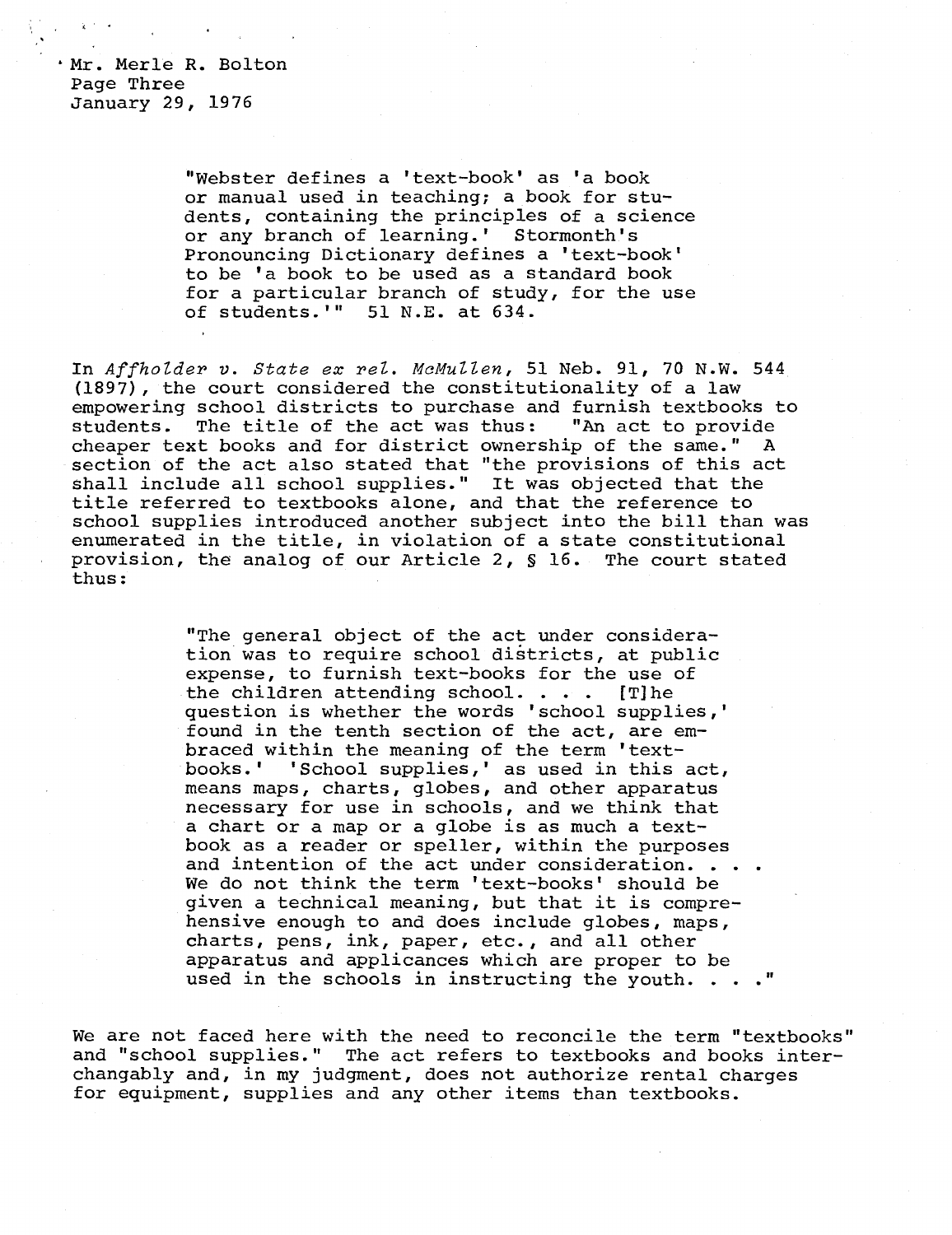> "Webster defines a 'text-book' as 'a book or manual used in teaching; a book for students, containing the principles of a science or any branch of learning.' Stormonth's Pronouncing Dictionary defines a 'text-book' to be 'a book to be used as a standard book for a particular branch of study, for the use of students.'" 51 N.E. at 634.

In *Affholder v. State ex rel. McMullen*, 51 Neb. 91, 70 N.W. 544 (1897), the court considered the constitutionality of a law empowering school districts to purchase and furnish textbooks to students. The title of the act was thus: "An act to provide cheaper text books and for district ownership of the same." A section of the act also stated that "the provisions of this act shall include all school supplies." It was objected that the title referred to textbooks alone, and that the reference to school supplies introduced another subject into the bill than was enumerated in the title, in violation of a state constitutional provision, the analog of our Article 2, § 16. The court stated thus:

> "The general object of the act under consideration was to require school districts, at public expense, to furnish text-books for the use of the children attending school. . . . [T]he question is whether the words 'school supplies,' found in the tenth section of the act, are embraced within the meaning of the term 'text-books.' 'School supplies,' as used in this act, means maps, charts, globes, and other apparatus necessary for use in schools, and we think that a chart or a map or a globe is as much a text-book as a reader or speller, within the purposes and intention of the act under consideration. . . . We do not think the term 'text-books' should be given a technical meaning, but that it is comprehensive enough to and does include globes, maps, charts, pens, ink, paper, etc., and all other apparatus and applicances which are proper to be used in the schools in instructing the youth. . . ."

We are not faced here with the need to reconcile the term "textbooks" and "school supplies." The act refers to textbooks and books interchangably and, in my judgment, does not authorize rental charges for equipment, supplies and any other items than textbooks.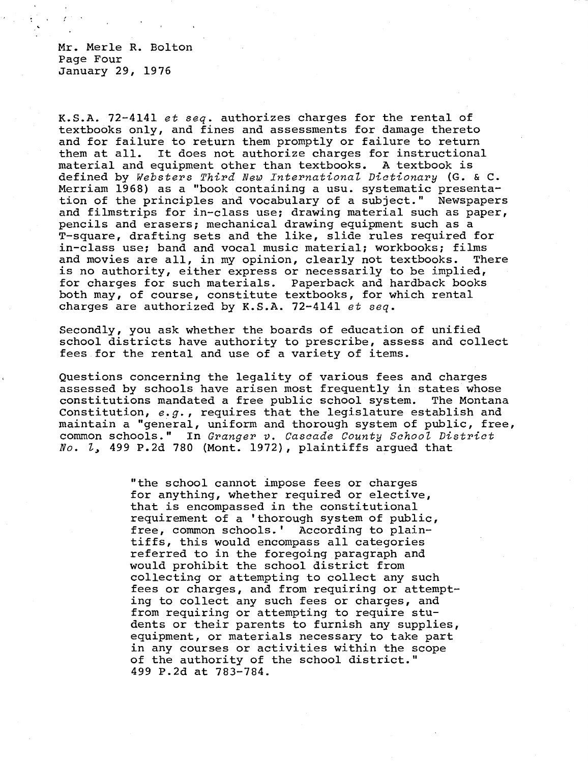Mr. Merle R. Bolton
Page Four
January 29, 1976

K.S.A. 72-4141 *et seq.* authorizes charges for the rental of textbooks only, and fines and assessments for damage thereto and for failure to return them promptly or failure to return them at all. It does not authorize charges for instructional material and equipment other than textbooks. A textbook is defined by *Websters Third New International Dictionary* (G. & C. Merriam 1968) as a "book containing a usu. systematic presentation of the principles and vocabulary of a subject." Newspapers and filmstrips for in-class use; drawing material such as paper, pencils and erasers; mechanical drawing equipment such as a T-square, drafting sets and the like, slide rules required for in-class use; band and vocal music material; workbooks; films and movies are all, in my opinion, clearly not textbooks. There is no authority, either express or necessarily to be implied, for charges for such materials. Paperback and hardback books both may, of course, constitute textbooks, for which rental charges are authorized by K.S.A. 72-4141 *et seq.*

Secondly, you ask whether the boards of education of unified school districts have authority to prescribe, assess and collect fees for the rental and use of a variety of items.

Questions concerning the legality of various fees and charges assessed by schools have arisen most frequently in states whose constitutions mandated a free public school system. The Montana Constitution, *e.g.*, requires that the legislature establish and maintain a "general, uniform and thorough system of public, free, common schools." In *Granger v. Cascade County School District No. 1*, 499 P.2d 780 (Mont. 1972), plaintiffs argued that

> "the school cannot impose fees or charges for anything, whether required or elective, that is encompassed in the constitutional requirement of a 'thorough system of public, free, common schools.' According to plaintiffs, this would encompass all categories referred to in the foregoing paragraph and would prohibit the school district from collecting or attempting to collect any such fees or charges, and from requiring or attempting to collect any such fees or charges, and from requiring or attempting to require students or their parents to furnish any supplies, equipment, or materials necessary to take part in any courses or activities within the scope of the authority of the school district." 499 P.2d at 783-784.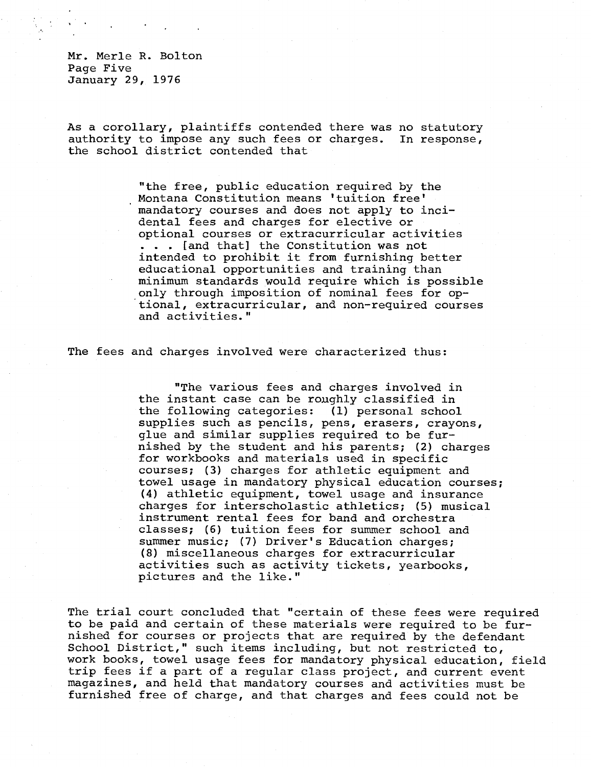As a corollary, plaintiffs contended there was no statutory authority to impose any such fees or charges. In response, the school district contended that

> "the free, public education required by the Montana Constitution means 'tuition free' mandatory courses and does not apply to incidental fees and charges for elective or optional courses or extracurricular activities . . . [and that] the Constitution was not intended to prohibit it from furnishing better educational opportunities and training than minimum standards would require which is possible only through imposition of nominal fees for optional, extracurricular, and non-required courses and activities."

The fees and charges involved were characterized thus:

> "The various fees and charges involved in the instant case can be roughly classified in the following categories: (1) personal school supplies such as pencils, pens, erasers, crayons, glue and similar supplies required to be furnished by the student and his parents; (2) charges for workbooks and materials used in specific courses; (3) charges for athletic equipment and towel usage in mandatory physical education courses; (4) athletic equipment, towel usage and insurance charges for interscholastic athletics; (5) musical instrument rental fees for band and orchestra classes; (6) tuition fees for summer school and summer music; (7) Driver's Education charges; (8) miscellaneous charges for extracurricular activities such as activity tickets, yearbooks, pictures and the like."

The trial court concluded that "certain of these fees were required to be paid and certain of these materials were required to be furnished for courses or projects that are required by the defendant School District," such items including, but not restricted to, work books, towel usage fees for mandatory physical education, field trip fees if a part of a regular class project, and current event magazines, and held that mandatory courses and activities must be furnished free of charge, and that charges and fees could not be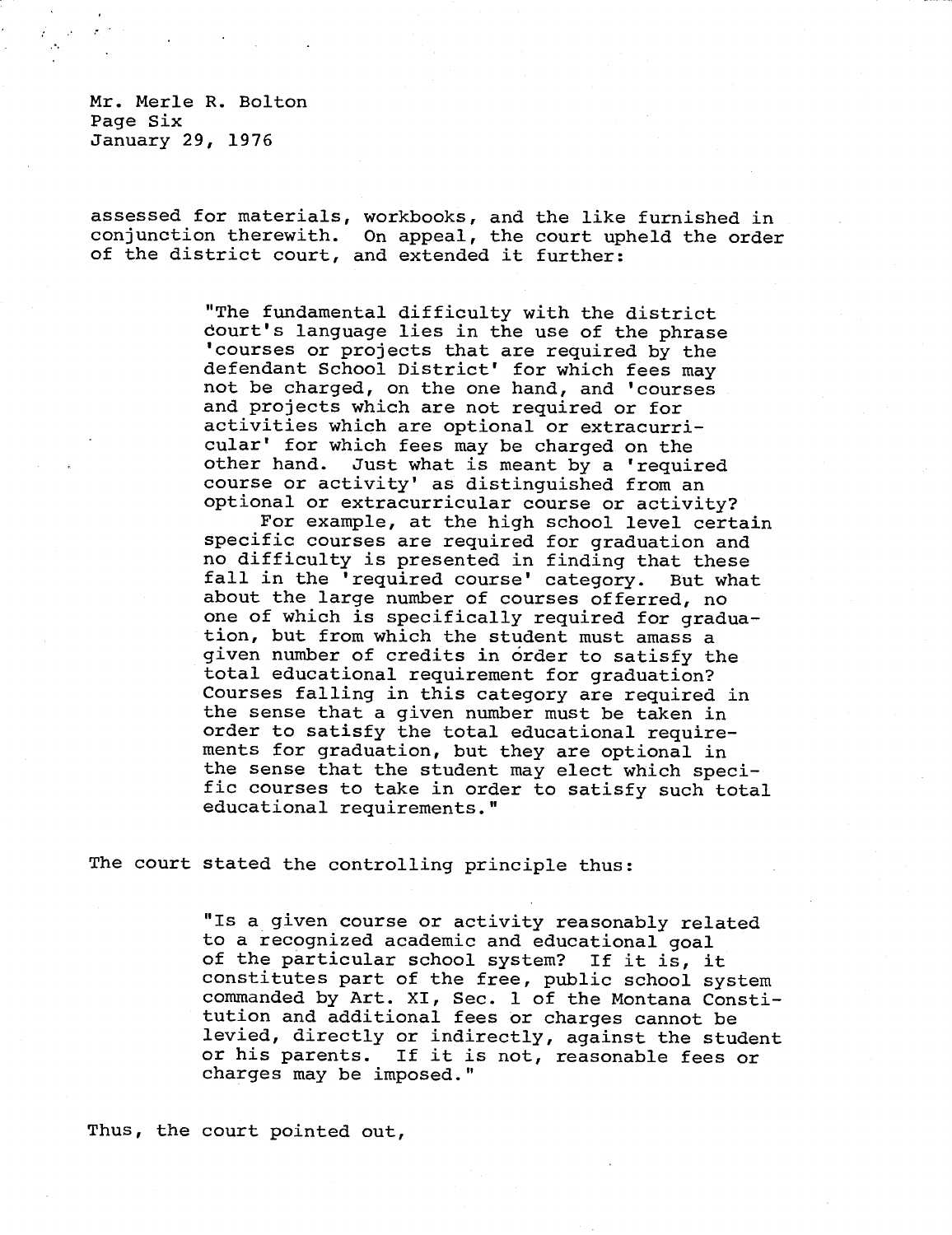assessed for materials, workbooks, and the like furnished in conjunction therewith. On appeal, the court upheld the order of the district court, and extended it further:

> "The fundamental difficulty with the district court's language lies in the use of the phrase 'courses or projects that are required by the defendant School District' for which fees may not be charged, on the one hand, and 'courses and projects which are not required or for activities which are optional or extracurricular' for which fees may be charged on the other hand. Just what is meant by a 'required course or activity' as distinguished from an optional or extracurricular course or activity?
>
> For example, at the high school level certain specific courses are required for graduation and no difficulty is presented in finding that these fall in the 'required course' category. But what about the large number of courses offerred, no one of which is specifically required for graduation, but from which the student must amass a given number of credits in order to satisfy the total educational requirement for graduation? Courses falling in this category are required in the sense that a given number must be taken in order to satisfy the total educational requirements for graduation, but they are optional in the sense that the student may elect which specific courses to take in order to satisfy such total educational requirements."

The court stated the controlling principle thus:

> "Is a given course or activity reasonably related to a recognized academic and educational goal of the particular school system? If it is, it constitutes part of the free, public school system commanded by Art. XI, Sec. 1 of the Montana Constitution and additional fees or charges cannot be levied, directly or indirectly, against the student or his parents. If it is not, reasonable fees or charges may be imposed."

Thus, the court pointed out,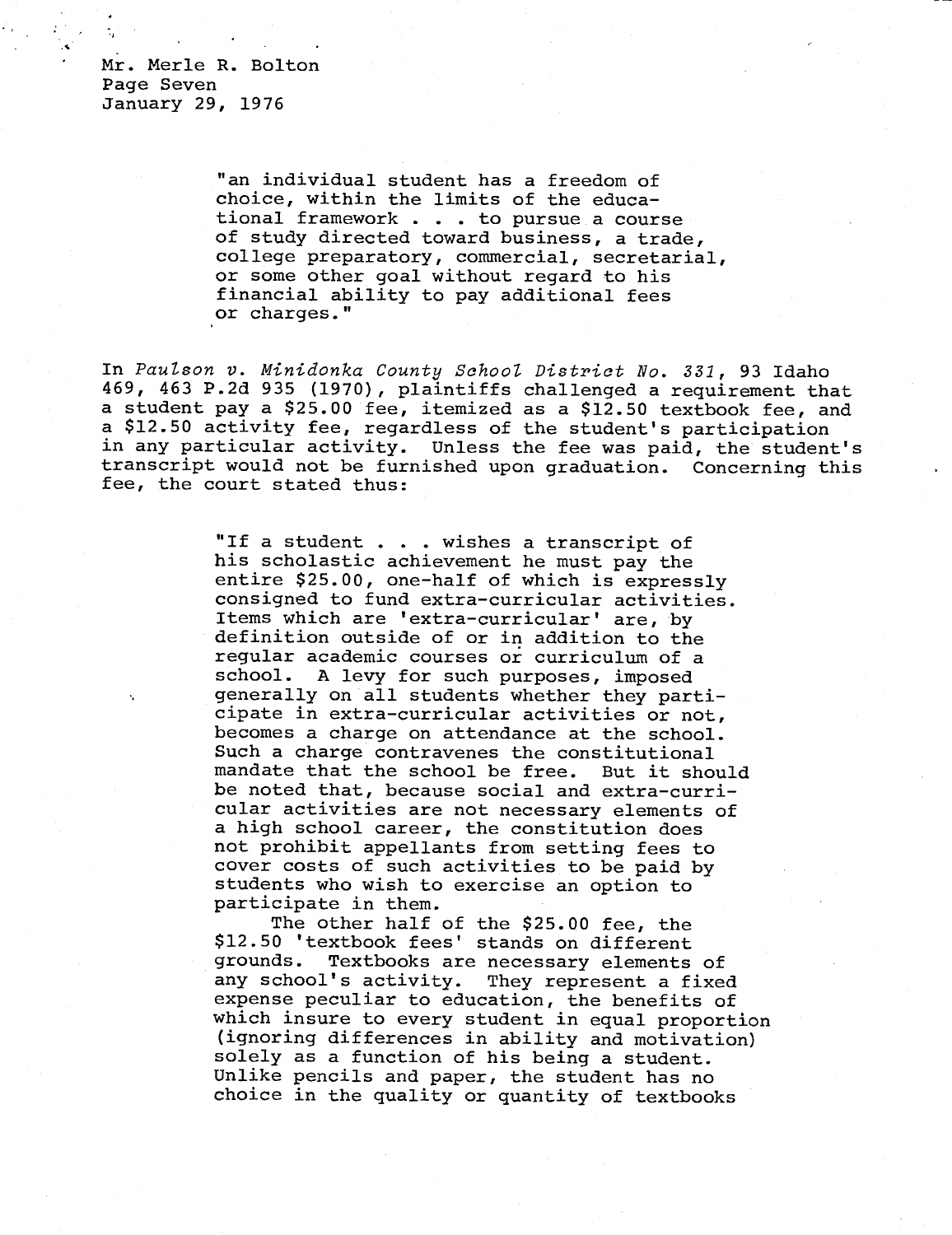Mr. Merle R. Bolton
Page Seven
January 29, 1976

> "an individual student has a freedom of choice, within the limits of the educational framework . . . to pursue a course of study directed toward business, a trade, college preparatory, commercial, secretarial, or some other goal without regard to his financial ability to pay additional fees or charges."

In *Paulson v. Minidonka County School District No. 331*, 93 Idaho 469, 463 P.2d 935 (1970), plaintiffs challenged a requirement that a student pay a $25.00 fee, itemized as a $12.50 textbook fee, and a $12.50 activity fee, regardless of the student's participation in any particular activity. Unless the fee was paid, the student's transcript would not be furnished upon graduation. Concerning this fee, the court stated thus:

> "If a student . . . wishes a transcript of his scholastic achievement he must pay the entire $25.00, one-half of which is expressly consigned to fund extra-curricular activities. Items which are 'extra-curricular' are, by definition outside of or in addition to the regular academic courses or curriculum of a school. A levy for such purposes, imposed generally on all students whether they participate in extra-curricular activities or not, becomes a charge on attendance at the school. Such a charge contravenes the constitutional mandate that the school be free. But it should be noted that, because social and extra-curricular activities are not necessary elements of a high school career, the constitution does not prohibit appellants from setting fees to cover costs of such activities to be paid by students who wish to exercise an option to participate in them.
>
> The other half of the $25.00 fee, the $12.50 'textbook fees' stands on different grounds. Textbooks are necessary elements of any school's activity. They represent a fixed expense peculiar to education, the benefits of which insure to every student in equal proportion (ignoring differences in ability and motivation) solely as a function of his being a student. Unlike pencils and paper, the student has no choice in the quality or quantity of textbooks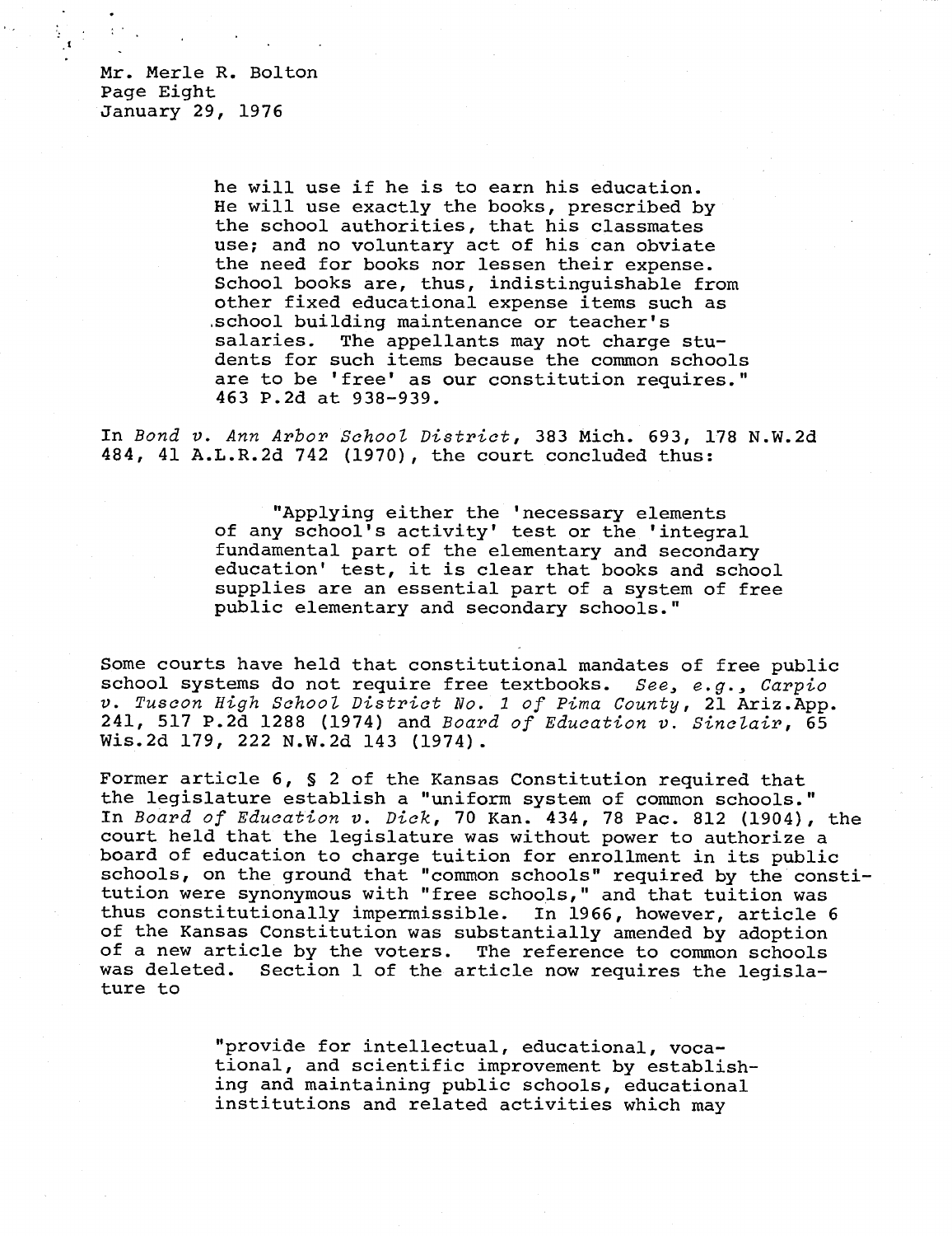> he will use if he is to earn his education. He will use exactly the books, prescribed by the school authorities, that his classmates use; and no voluntary act of his can obviate the need for books nor lessen their expense. School books are, thus, indistinguishable from other fixed educational expense items such as school building maintenance or teacher's salaries. The appellants may not charge students for such items because the common schools are to be 'free' as our constitution requires." 463 P.2d at 938-939.

In *Bond v. Ann Arbor School District*, 383 Mich. 693, 178 N.W.2d 484, 41 A.L.R.2d 742 (1970), the court concluded thus:

> "Applying either the 'necessary elements of any school's activity' test or the 'integral fundamental part of the elementary and secondary education' test, it is clear that books and school supplies are an essential part of a system of free public elementary and secondary schools."

Some courts have held that constitutional mandates of free public school systems do not require free textbooks. *See, e.g., Carpio v. Tuscon High School District No. 1 of Pima County*, 21 Ariz.App. 241, 517 P.2d 1288 (1974) and *Board of Education v. Sinclair*, 65 Wis.2d 179, 222 N.W.2d 143 (1974).

Former article 6, § 2 of the Kansas Constitution required that the legislature establish a "uniform system of common schools." In *Board of Education v. Dick*, 70 Kan. 434, 78 Pac. 812 (1904), the court held that the legislature was without power to authorize a board of education to charge tuition for enrollment in its public schools, on the ground that "common schools" required by the constitution were synonymous with "free schools," and that tuition was thus constitutionally impermissible. In 1966, however, article 6 of the Kansas Constitution was substantially amended by adoption of a new article by the voters. The reference to common schools was deleted. Section 1 of the article now requires the legislature to

> "provide for intellectual, educational, vocational, and scientific improvement by establishing and maintaining public schools, educational institutions and related activities which may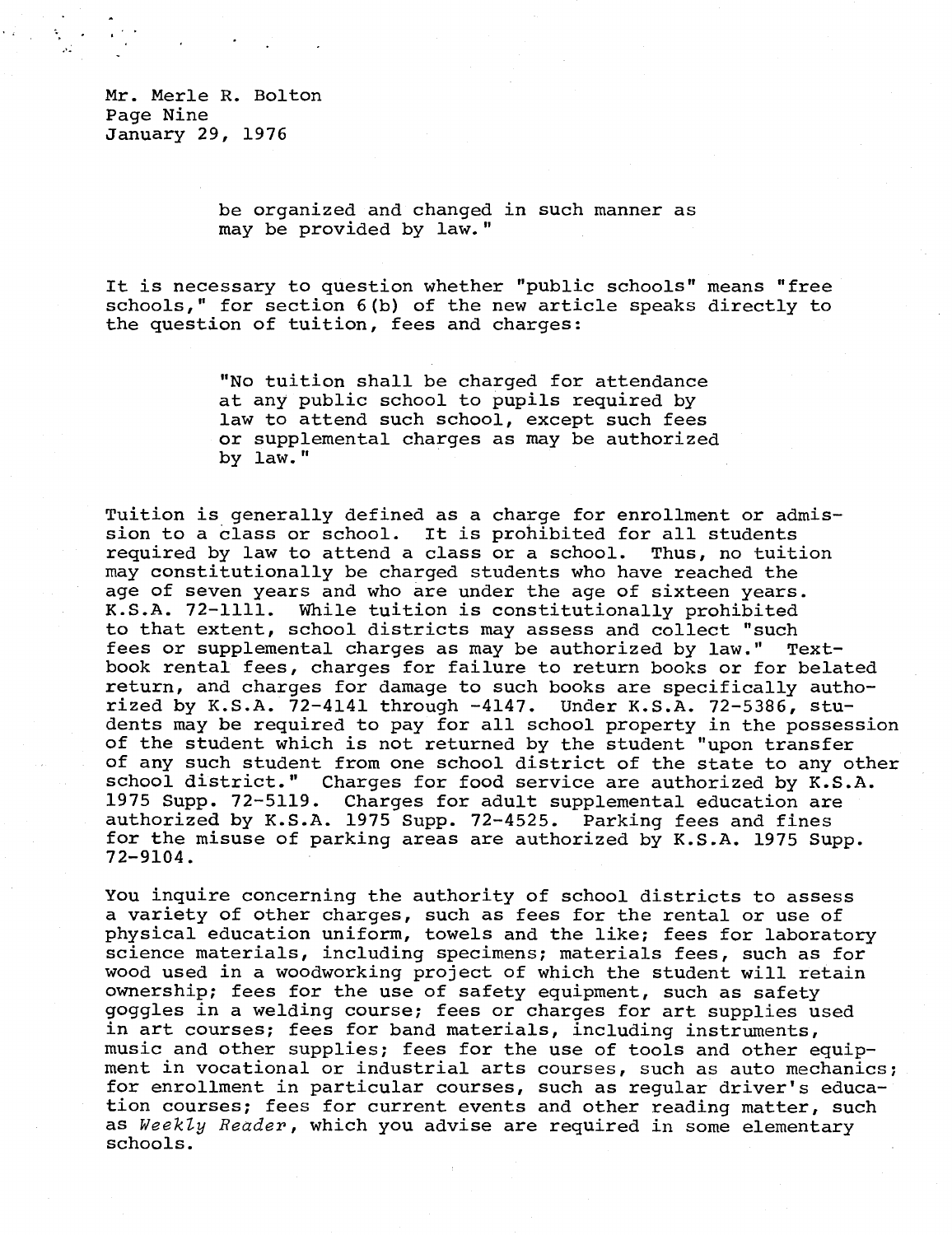be organized and changed in such manner as may be provided by law."

It is necessary to question whether "public schools" means "free schools," for section 6(b) of the new article speaks directly to the question of tuition, fees and charges:

> "No tuition shall be charged for attendance at any public school to pupils required by law to attend such school, except such fees or supplemental charges as may be authorized by law."

Tuition is generally defined as a charge for enrollment or admission to a class or school. It is prohibited for all students required by law to attend a class or a school. Thus, no tuition may constitutionally be charged students who have reached the age of seven years and who are under the age of sixteen years. K.S.A. 72-1111. While tuition is constitutionally prohibited to that extent, school districts may assess and collect "such fees or supplemental charges as may be authorized by law." Textbook rental fees, charges for failure to return books or for belated return, and charges for damage to such books are specifically authorized by K.S.A. 72-4141 through -4147. Under K.S.A. 72-5386, students may be required to pay for all school property in the possession of the student which is not returned by the student "upon transfer of any such student from one school district of the state to any other school district." Charges for food service are authorized by K.S.A. 1975 Supp. 72-5119. Charges for adult supplemental education are authorized by K.S.A. 1975 Supp. 72-4525. Parking fees and fines for the misuse of parking areas are authorized by K.S.A. 1975 Supp. 72-9104.

You inquire concerning the authority of school districts to assess a variety of other charges, such as fees for the rental or use of physical education uniform, towels and the like; fees for laboratory science materials, including specimens; materials fees, such as for wood used in a woodworking project of which the student will retain ownership; fees for the use of safety equipment, such as safety goggles in a welding course; fees or charges for art supplies used in art courses; fees for band materials, including instruments, music and other supplies; fees for the use of tools and other equipment in vocational or industrial arts courses, such as auto mechanics; for enrollment in particular courses, such as regular driver's education courses; fees for current events and other reading matter, such as *Weekly Reader*, which you advise are required in some elementary schools.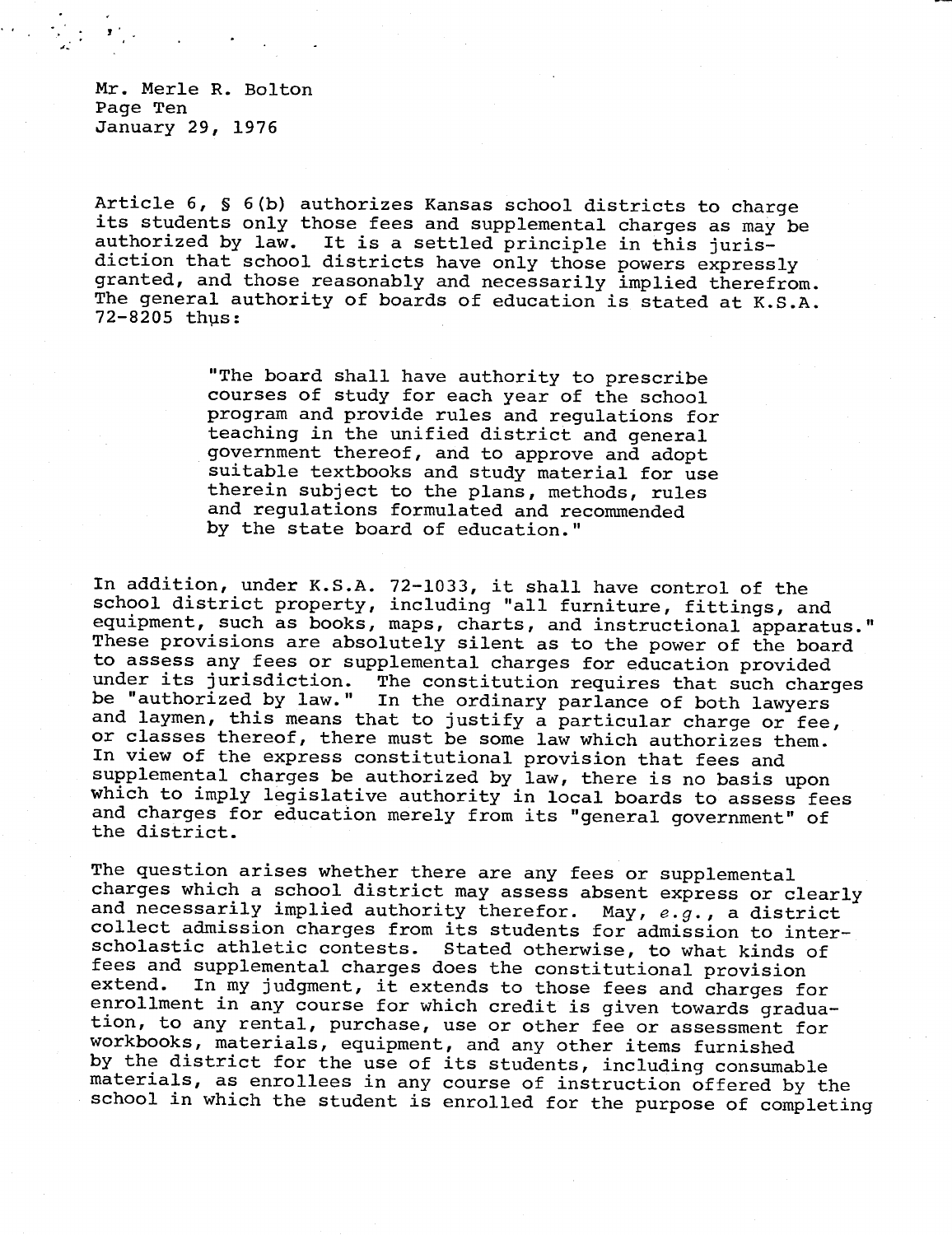Article 6, § 6(b) authorizes Kansas school districts to charge its students only those fees and supplemental charges as may be authorized by law. It is a settled principle in this jurisdiction that school districts have only those powers expressly granted, and those reasonably and necessarily implied therefrom. The general authority of boards of education is stated at K.S.A. 72-8205 thus:

> "The board shall have authority to prescribe courses of study for each year of the school program and provide rules and regulations for teaching in the unified district and general government thereof, and to approve and adopt suitable textbooks and study material for use therein subject to the plans, methods, rules and regulations formulated and recommended by the state board of education."

In addition, under K.S.A. 72-1033, it shall have control of the school district property, including "all furniture, fittings, and equipment, such as books, maps, charts, and instructional apparatus." These provisions are absolutely silent as to the power of the board to assess any fees or supplemental charges for education provided under its jurisdiction. The constitution requires that such charges be "authorized by law." In the ordinary parlance of both lawyers and laymen, this means that to justify a particular charge or fee, or classes thereof, there must be some law which authorizes them. In view of the express constitutional provision that fees and supplemental charges be authorized by law, there is no basis upon which to imply legislative authority in local boards to assess fees and charges for education merely from its "general government" of the district.

The question arises whether there are any fees or supplemental charges which a school district may assess absent express or clearly and necessarily implied authority therefor. May, *e.g.*, a district collect admission charges from its students for admission to interscholastic athletic contests. Stated otherwise, to what kinds of fees and supplemental charges does the constitutional provision extend. In my judgment, it extends to those fees and charges for enrollment in any course for which credit is given towards graduation, to any rental, purchase, use or other fee or assessment for workbooks, materials, equipment, and any other items furnished by the district for the use of its students, including consumable materials, as enrollees in any course of instruction offered by the school in which the student is enrolled for the purpose of completing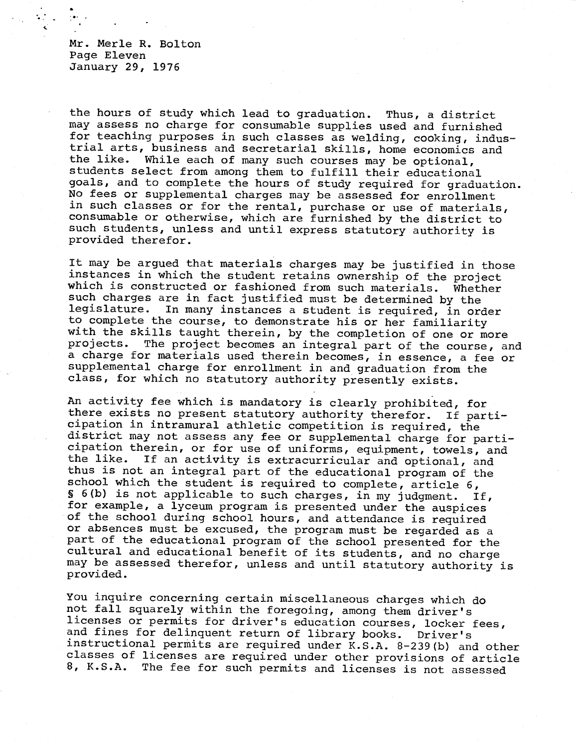the hours of study which lead to graduation. Thus, a district may assess no charge for consumable supplies used and furnished for teaching purposes in such classes as welding, cooking, industrial arts, business and secretarial skills, home economics and the like. While each of many such courses may be optional, students select from among them to fulfill their educational goals, and to complete the hours of study required for graduation. No fees or supplemental charges may be assessed for enrollment in such classes or for the rental, purchase or use of materials, consumable or otherwise, which are furnished by the district to such students, unless and until express statutory authority is provided therefor.

It may be argued that materials charges may be justified in those instances in which the student retains ownership of the project which is constructed or fashioned from such materials. Whether such charges are in fact justified must be determined by the legislature. In many instances a student is required, in order to complete the course, to demonstrate his or her familiarity with the skills taught therein, by the completion of one or more projects. The project becomes an integral part of the course, and a charge for materials used therein becomes, in essence, a fee or supplemental charge for enrollment in and graduation from the class, for which no statutory authority presently exists.

An activity fee which is mandatory is clearly prohibited, for there exists no present statutory authority therefor. If participation in intramural athletic competition is required, the district may not assess any fee or supplemental charge for participation therein, or for use of uniforms, equipment, towels, and the like. If an activity is extracurricular and optional, and thus is not an integral part of the educational program of the school which the student is required to complete, article 6, § 6(b) is not applicable to such charges, in my judgment. If, for example, a lyceum program is presented under the auspices of the school during school hours, and attendance is required or absences must be excused, the program must be regarded as a part of the educational program of the school presented for the cultural and educational benefit of its students, and no charge may be assessed therefor, unless and until statutory authority is provided.

You inquire concerning certain miscellaneous charges which do not fall squarely within the foregoing, among them driver's licenses or permits for driver's education courses, locker fees, and fines for delinquent return of library books. Driver's instructional permits are required under K.S.A. 8-239(b) and other classes of licenses are required under other provisions of article 8, K.S.A. The fee for such permits and licenses is not assessed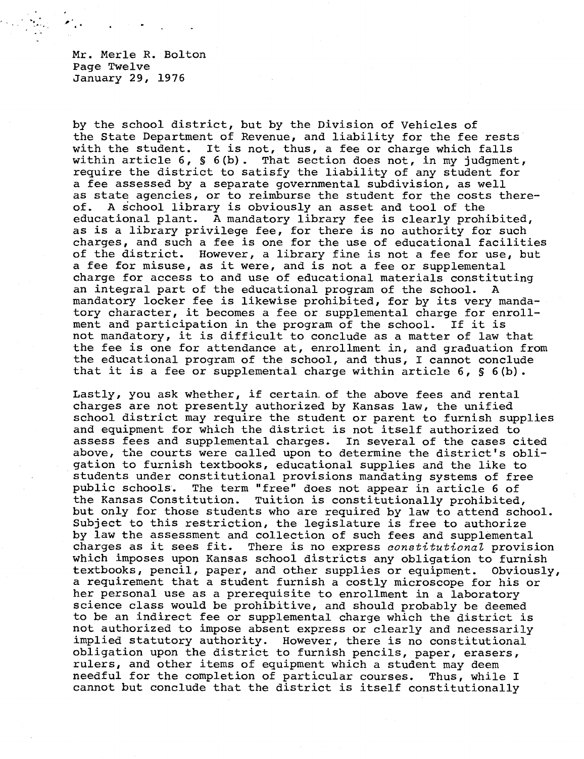by the school district, but by the Division of Vehicles of the State Department of Revenue, and liability for the fee rests with the student. It is not, thus, a fee or charge which falls within article 6, § 6(b). That section does not, in my judgment, require the district to satisfy the liability of any student for a fee assessed by a separate governmental subdivision, as well as state agencies, or to reimburse the student for the costs thereof. A school library is obviously an asset and tool of the educational plant. A mandatory library fee is clearly prohibited, as is a library privilege fee, for there is no authority for such charges, and such a fee is one for the use of educational facilities of the district. However, a library fine is not a fee for use, but a fee for misuse, as it were, and is not a fee or supplemental charge for access to and use of educational materials constituting an integral part of the educational program of the school. A mandatory locker fee is likewise prohibited, for by its very mandatory character, it becomes a fee or supplemental charge for enrollment and participation in the program of the school. If it is not mandatory, it is difficult to conclude as a matter of law that the fee is one for attendance at, enrollment in, and graduation from the educational program of the school, and thus, I cannot conclude that it is a fee or supplemental charge within article 6, § 6(b).

Lastly, you ask whether, if certain of the above fees and rental charges are not presently authorized by Kansas law, the unified school district may require the student or parent to furnish supplies and equipment for which the district is not itself authorized to assess fees and supplemental charges. In several of the cases cited above, the courts were called upon to determine the district's obligation to furnish textbooks, educational supplies and the like to students under constitutional provisions mandating systems of free public schools. The term "free" does not appear in article 6 of the Kansas Constitution. Tuition is constitutionally prohibited, but only for those students who are required by law to attend school. Subject to this restriction, the legislature is free to authorize by law the assessment and collection of such fees and supplemental charges as it sees fit. There is no express *constitutional* provision which imposes upon Kansas school districts any obligation to furnish textbooks, pencil, paper, and other supplies or equipment. Obviously, a requirement that a student furnish a costly microscope for his or her personal use as a prerequisite to enrollment in a laboratory science class would be prohibitive, and should probably be deemed to be an indirect fee or supplemental charge which the district is not authorized to impose absent express or clearly and necessarily implied statutory authority. However, there is no constitutional obligation upon the district to furnish pencils, paper, erasers, rulers, and other items of equipment which a student may deem needful for the completion of particular courses. Thus, while I cannot but conclude that the district is itself constitutionally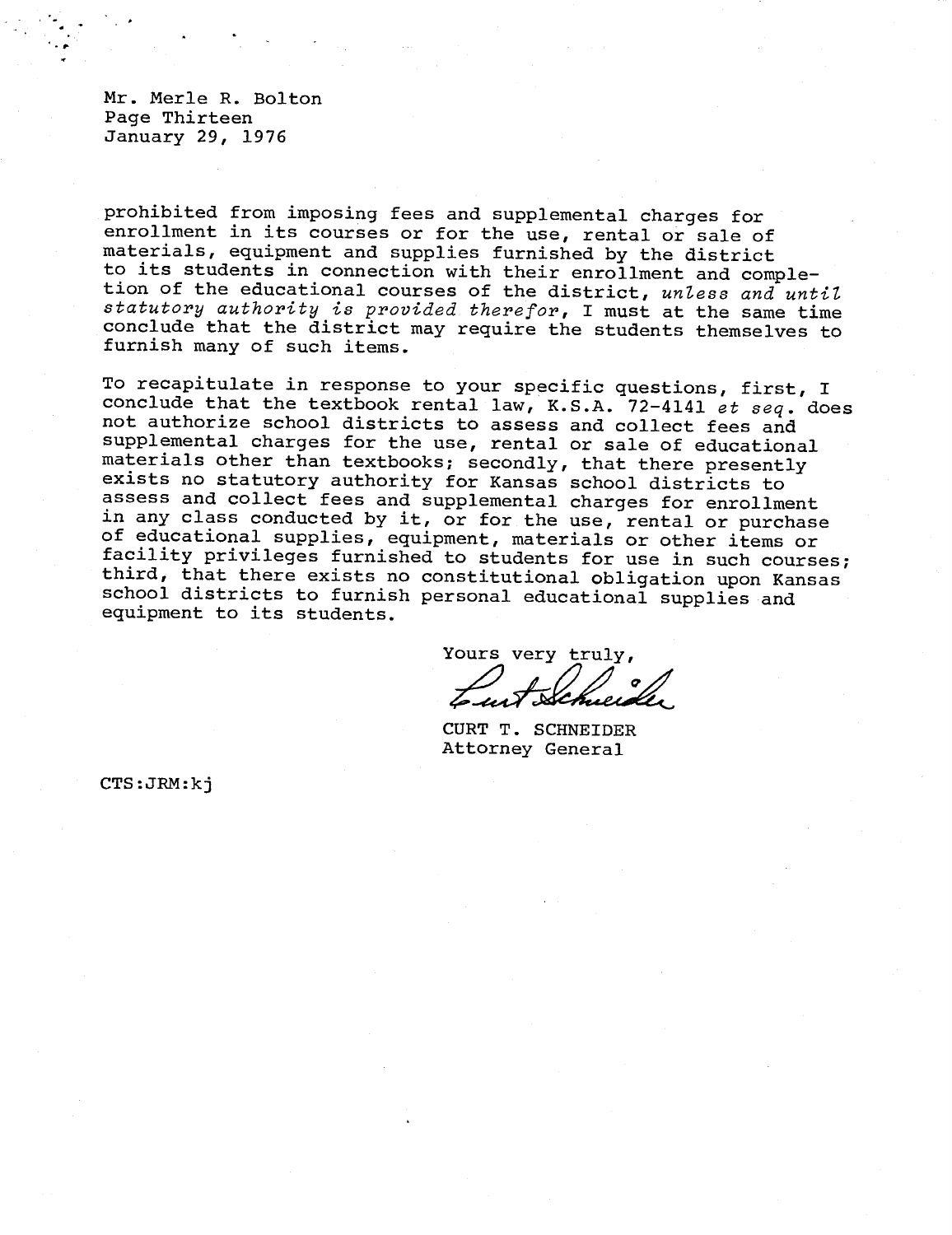prohibited from imposing fees and supplemental charges for enrollment in its courses or for the use, rental or sale of materials, equipment and supplies furnished by the district to its students in connection with their enrollment and completion of the educational courses of the district, *unless and until statutory authority is provided therefor*, I must at the same time conclude that the district may require the students themselves to furnish many of such items.

To recapitulate in response to your specific questions, first, I conclude that the textbook rental law, K.S.A. 72-4141 *et seq.* does not authorize school districts to assess and collect fees and supplemental charges for the use, rental or sale of educational materials other than textbooks; secondly, that there presently exists no statutory authority for Kansas school districts to assess and collect fees and supplemental charges for enrollment in any class conducted by it, or for the use, rental or purchase of educational supplies, equipment, materials or other items or facility privileges furnished to students for use in such courses; third, that there exists no constitutional obligation upon Kansas school districts to furnish personal educational supplies and equipment to its students.

Yours very truly,

CURT T. SCHNEIDER
Attorney General

CTS:JRM:kj